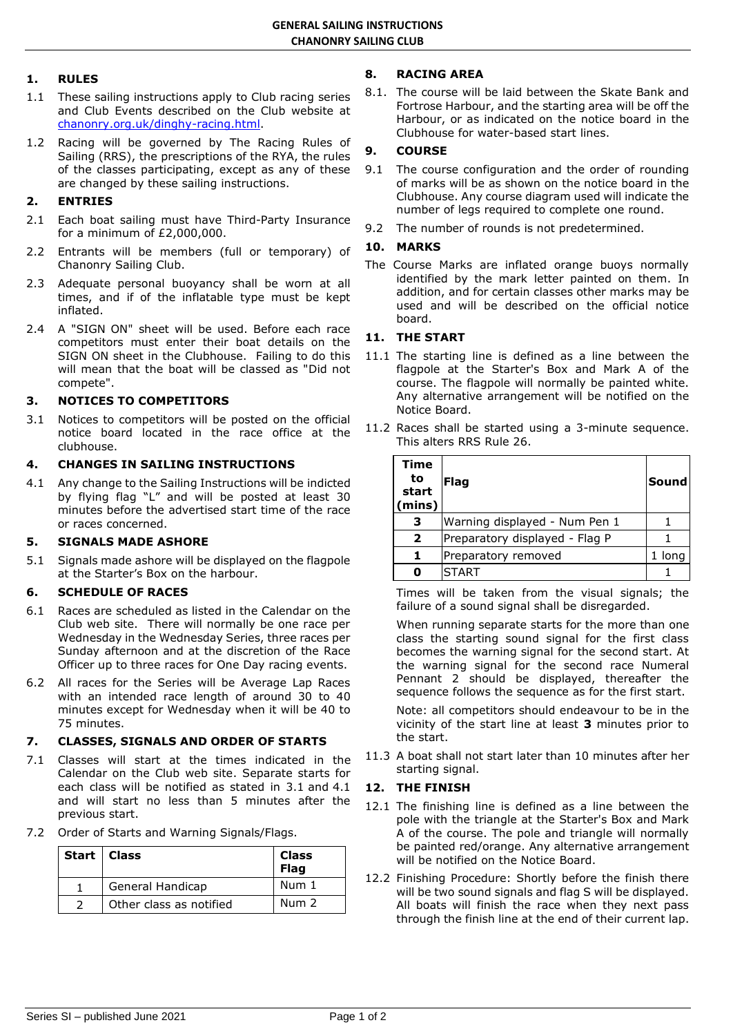# GENERAL SAILING INSTRUCTIONS
## CHANONRY SAILING CLUB

### 1. RULES

1.1 These sailing instructions apply to Club racing series and Club Events described on the Club website at chanonry.org.uk/dinghy-racing.html.

1.2 Racing will be governed by The Racing Rules of Sailing (RRS), the prescriptions of the RYA, the rules of the classes participating, except as any of these are changed by these sailing instructions.

### 2. ENTRIES

2.1 Each boat sailing must have Third-Party Insurance for a minimum of £2,000,000.

2.2 Entrants will be members (full or temporary) of Chanonry Sailing Club.

2.3 Adequate personal buoyancy shall be worn at all times, and if of the inflatable type must be kept inflated.

2.4 A "SIGN ON" sheet will be used. Before each race competitors must enter their boat details on the SIGN ON sheet in the Clubhouse. Failing to do this will mean that the boat will be classed as "Did not compete".

### 3. NOTICES TO COMPETITORS

3.1 Notices to competitors will be posted on the official notice board located in the race office at the clubhouse.

### 4. CHANGES IN SAILING INSTRUCTIONS

4.1 Any change to the Sailing Instructions will be indicted by flying flag "L" and will be posted at least 30 minutes before the advertised start time of the race or races concerned.

### 5. SIGNALS MADE ASHORE

5.1 Signals made ashore will be displayed on the flagpole at the Starter's Box on the harbour.

### 6. SCHEDULE OF RACES

6.1 Races are scheduled as listed in the Calendar on the Club web site. There will normally be one race per Wednesday in the Wednesday Series, three races per Sunday afternoon and at the discretion of the Race Officer up to three races for One Day racing events.

6.2 All races for the Series will be Average Lap Races with an intended race length of around 30 to 40 minutes except for Wednesday when it will be 40 to 75 minutes.

### 7. CLASSES, SIGNALS AND ORDER OF STARTS

7.1 Classes will start at the times indicated in the Calendar on the Club web site. Separate starts for each class will be notified as stated in 3.1 and 4.1 and will start no less than 5 minutes after the previous start.

7.2 Order of Starts and Warning Signals/Flags.

| Start | Class | Class Flag |
|---|---|---|
| 1 | General Handicap | Num 1 |
| 2 | Other class as notified | Num 2 |

### 8. RACING AREA

8.1. The course will be laid between the Skate Bank and Fortrose Harbour, and the starting area will be off the Harbour, or as indicated on the notice board in the Clubhouse for water-based start lines.

### 9. COURSE

9.1 The course configuration and the order of rounding of marks will be as shown on the notice board in the Clubhouse. Any course diagram used will indicate the number of legs required to complete one round.

9.2 The number of rounds is not predetermined.

### 10. MARKS

The Course Marks are inflated orange buoys normally identified by the mark letter painted on them. In addition, and for certain classes other marks may be used and will be described on the official notice board.

### 11. THE START

11.1 The starting line is defined as a line between the flagpole at the Starter's Box and Mark A of the course. The flagpole will normally be painted white. Any alternative arrangement will be notified on the Notice Board.

11.2 Races shall be started using a 3-minute sequence. This alters RRS Rule 26.

| Time to start (mins) | Flag | Sound |
|---|---|---|
| 3 | Warning displayed - Num Pen 1 | 1 |
| 2 | Preparatory displayed - Flag P | 1 |
| 1 | Preparatory removed | 1 long |
| 0 | START | 1 |

Times will be taken from the visual signals; the failure of a sound signal shall be disregarded.

When running separate starts for the more than one class the starting sound signal for the first class becomes the warning signal for the second start. At the warning signal for the second race Numeral Pennant 2 should be displayed, thereafter the sequence follows the sequence as for the first start.

Note: all competitors should endeavour to be in the vicinity of the start line at least **3** minutes prior to the start.

11.3 A boat shall not start later than 10 minutes after her starting signal.

### 12. THE FINISH

12.1 The finishing line is defined as a line between the pole with the triangle at the Starter's Box and Mark A of the course. The pole and triangle will normally be painted red/orange. Any alternative arrangement will be notified on the Notice Board.

12.2 Finishing Procedure: Shortly before the finish there will be two sound signals and flag S will be displayed. All boats will finish the race when they next pass through the finish line at the end of their current lap.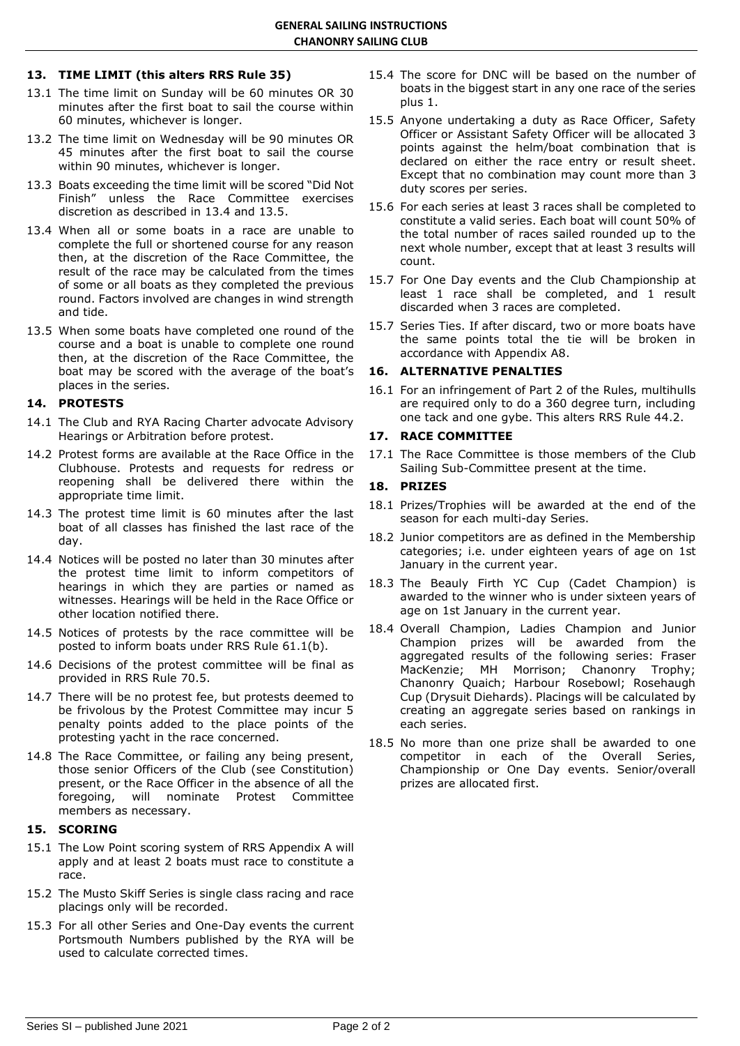## 13. TIME LIMIT (this alters RRS Rule 35)

13.1 The time limit on Sunday will be 60 minutes OR 30 minutes after the first boat to sail the course within 60 minutes, whichever is longer.

13.2 The time limit on Wednesday will be 90 minutes OR 45 minutes after the first boat to sail the course within 90 minutes, whichever is longer.

13.3 Boats exceeding the time limit will be scored "Did Not Finish" unless the Race Committee exercises discretion as described in 13.4 and 13.5.

13.4 When all or some boats in a race are unable to complete the full or shortened course for any reason then, at the discretion of the Race Committee, the result of the race may be calculated from the times of some or all boats as they completed the previous round. Factors involved are changes in wind strength and tide.

13.5 When some boats have completed one round of the course and a boat is unable to complete one round then, at the discretion of the Race Committee, the boat may be scored with the average of the boat's places in the series.

## 14. PROTESTS

14.1 The Club and RYA Racing Charter advocate Advisory Hearings or Arbitration before protest.

14.2 Protest forms are available at the Race Office in the Clubhouse. Protests and requests for redress or reopening shall be delivered there within the appropriate time limit.

14.3 The protest time limit is 60 minutes after the last boat of all classes has finished the last race of the day.

14.4 Notices will be posted no later than 30 minutes after the protest time limit to inform competitors of hearings in which they are parties or named as witnesses. Hearings will be held in the Race Office or other location notified there.

14.5 Notices of protests by the race committee will be posted to inform boats under RRS Rule 61.1(b).

14.6 Decisions of the protest committee will be final as provided in RRS Rule 70.5.

14.7 There will be no protest fee, but protests deemed to be frivolous by the Protest Committee may incur 5 penalty points added to the place points of the protesting yacht in the race concerned.

14.8 The Race Committee, or failing any being present, those senior Officers of the Club (see Constitution) present, or the Race Officer in the absence of all the foregoing, will nominate Protest Committee members as necessary.

## 15. SCORING

15.1 The Low Point scoring system of RRS Appendix A will apply and at least 2 boats must race to constitute a race.

15.2 The Musto Skiff Series is single class racing and race placings only will be recorded.

15.3 For all other Series and One-Day events the current Portsmouth Numbers published by the RYA will be used to calculate corrected times.

15.4 The score for DNC will be based on the number of boats in the biggest start in any one race of the series plus 1.

15.5 Anyone undertaking a duty as Race Officer, Safety Officer or Assistant Safety Officer will be allocated 3 points against the helm/boat combination that is declared on either the race entry or result sheet. Except that no combination may count more than 3 duty scores per series.

15.6 For each series at least 3 races shall be completed to constitute a valid series. Each boat will count 50% of the total number of races sailed rounded up to the next whole number, except that at least 3 results will count.

15.7 For One Day events and the Club Championship at least 1 race shall be completed, and 1 result discarded when 3 races are completed.

15.7 Series Ties. If after discard, two or more boats have the same points total the tie will be broken in accordance with Appendix A8.

## 16. ALTERNATIVE PENALTIES

16.1 For an infringement of Part 2 of the Rules, multihulls are required only to do a 360 degree turn, including one tack and one gybe. This alters RRS Rule 44.2.

## 17. RACE COMMITTEE

17.1 The Race Committee is those members of the Club Sailing Sub-Committee present at the time.

## 18. PRIZES

18.1 Prizes/Trophies will be awarded at the end of the season for each multi-day Series.

18.2 Junior competitors are as defined in the Membership categories; i.e. under eighteen years of age on 1st January in the current year.

18.3 The Beauly Firth YC Cup (Cadet Champion) is awarded to the winner who is under sixteen years of age on 1st January in the current year.

18.4 Overall Champion, Ladies Champion and Junior Champion prizes will be awarded from the aggregated results of the following series: Fraser MacKenzie; MH Morrison; Chanonry Trophy; Chanonry Quaich; Harbour Rosebowl; Rosehaugh Cup (Drysuit Diehards). Placings will be calculated by creating an aggregate series based on rankings in each series.

18.5 No more than one prize shall be awarded to one competitor in each of the Overall Series, Championship or One Day events. Senior/overall prizes are allocated first.